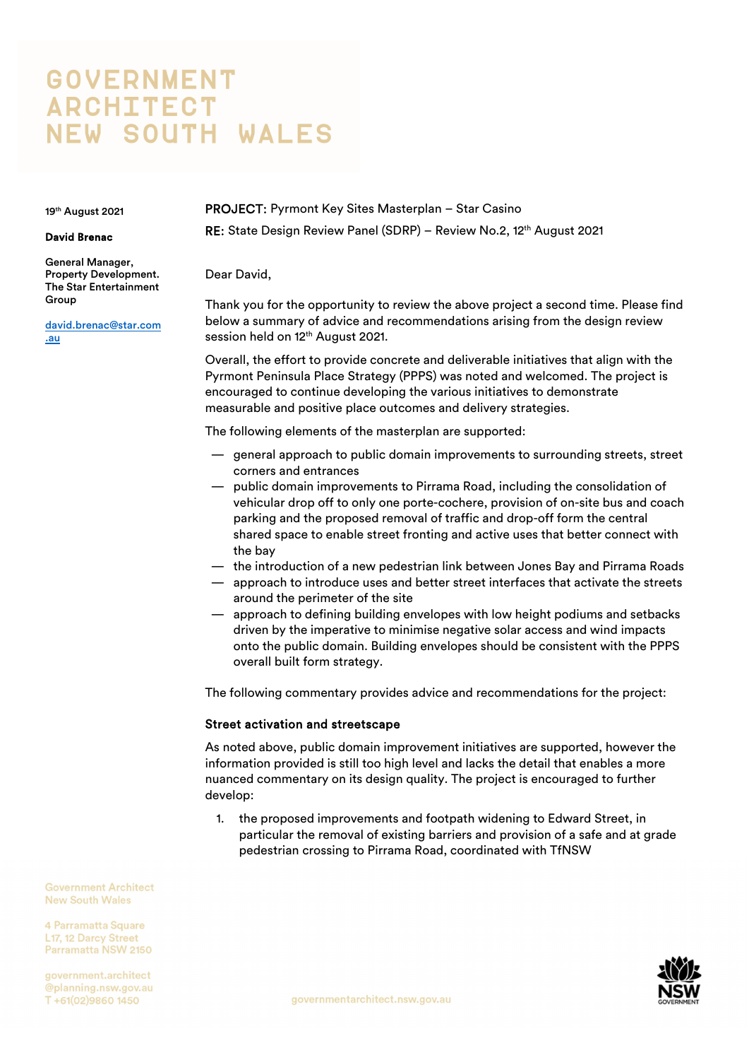# GOVERNMENT ARCHITECT NEW SOUTH WALES

19th August 2021

**David Brenac**

**General Manager, Property Development. The Star Entertainment Group**

david.brenac@star.com.au

**PROJECT:** Pyrmont Key Sites Masterplan – Star Casino

**RE:** State Design Review Panel (SDRP) – Review No.2, 12th August 2021

Dear David,

Thank you for the opportunity to review the above project a second time. Please find below a summary of advice and recommendations arising from the design review session held on 12th August 2021.

Overall, the effort to provide concrete and deliverable initiatives that align with the Pyrmont Peninsula Place Strategy (PPPS) was noted and welcomed. The project is encouraged to continue developing the various initiatives to demonstrate measurable and positive place outcomes and delivery strategies.

The following elements of the masterplan are supported:

- general approach to public domain improvements to surrounding streets, street corners and entrances
- public domain improvements to Pirrama Road, including the consolidation of vehicular drop off to only one porte-cochere, provision of on-site bus and coach parking and the proposed removal of traffic and drop-off form the central shared space to enable street fronting and active uses that better connect with the bay
- the introduction of a new pedestrian link between Jones Bay and Pirrama Roads
- approach to introduce uses and better street interfaces that activate the streets around the perimeter of the site
- approach to defining building envelopes with low height podiums and setbacks driven by the imperative to minimise negative solar access and wind impacts onto the public domain. Building envelopes should be consistent with the PPPS overall built form strategy.

The following commentary provides advice and recommendations for the project:

### Street activation and streetscape

As noted above, public domain improvement initiatives are supported, however the information provided is still too high level and lacks the detail that enables a more nuanced commentary on its design quality. The project is encouraged to further develop:

1. the proposed improvements and footpath widening to Edward Street, in particular the removal of existing barriers and provision of a safe and at grade pedestrian crossing to Pirrama Road, coordinated with TfNSW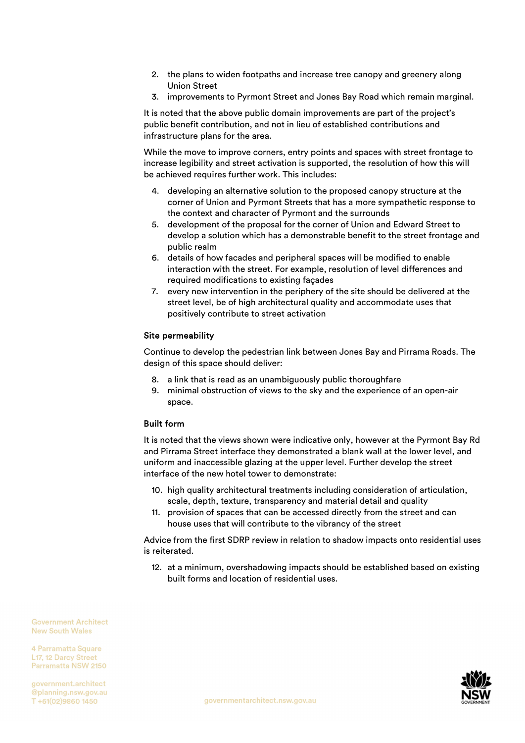2. the plans to widen footpaths and increase tree canopy and greenery along Union Street
3. improvements to Pyrmont Street and Jones Bay Road which remain marginal.

It is noted that the above public domain improvements are part of the project's public benefit contribution, and not in lieu of established contributions and infrastructure plans for the area.

While the move to improve corners, entry points and spaces with street frontage to increase legibility and street activation is supported, the resolution of how this will be achieved requires further work. This includes:

4. developing an alternative solution to the proposed canopy structure at the corner of Union and Pyrmont Streets that has a more sympathetic response to the context and character of Pyrmont and the surrounds
5. development of the proposal for the corner of Union and Edward Street to develop a solution which has a demonstrable benefit to the street frontage and public realm
6. details of how facades and peripheral spaces will be modified to enable interaction with the street. For example, resolution of level differences and required modifications to existing façades
7. every new intervention in the periphery of the site should be delivered at the street level, be of high architectural quality and accommodate uses that positively contribute to street activation

### Site permeability

Continue to develop the pedestrian link between Jones Bay and Pirrama Roads. The design of this space should deliver:

8. a link that is read as an unambiguously public thoroughfare
9. minimal obstruction of views to the sky and the experience of an open-air space.

### Built form

It is noted that the views shown were indicative only, however at the Pyrmont Bay Rd and Pirrama Street interface they demonstrated a blank wall at the lower level, and uniform and inaccessible glazing at the upper level. Further develop the street interface of the new hotel tower to demonstrate:

10. high quality architectural treatments including consideration of articulation, scale, depth, texture, transparency and material detail and quality
11. provision of spaces that can be accessed directly from the street and can house uses that will contribute to the vibrancy of the street

Advice from the first SDRP review in relation to shadow impacts onto residential uses is reiterated.

12. at a minimum, overshadowing impacts should be established based on existing built forms and location of residential uses.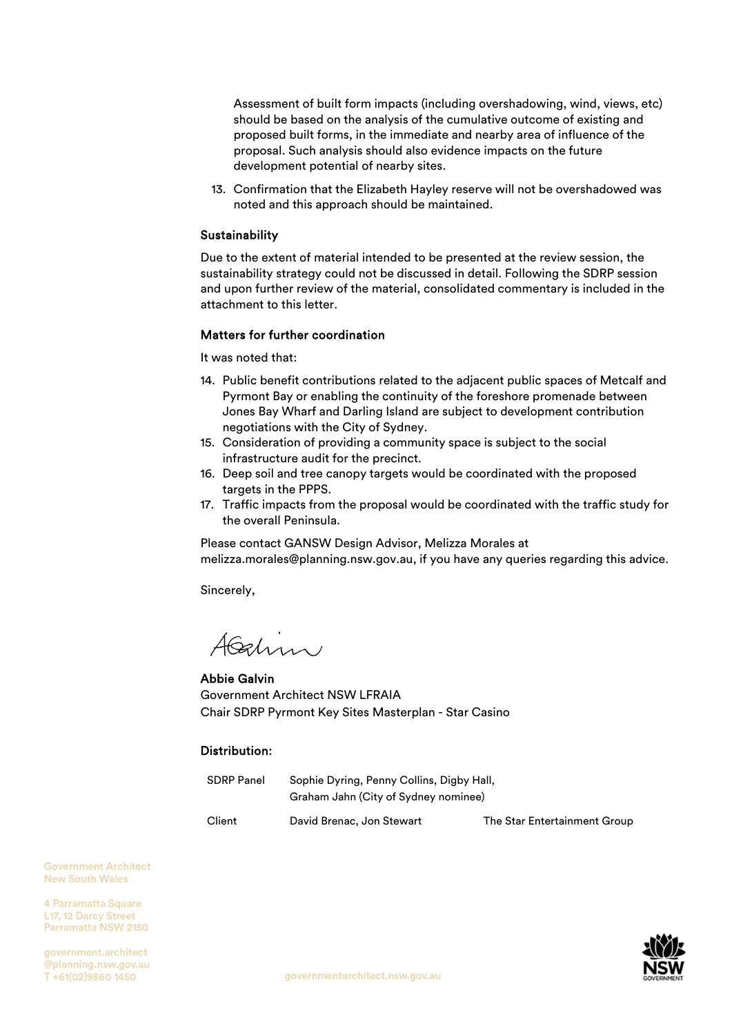Assessment of built form impacts (including overshadowing, wind, views, etc) should be based on the analysis of the cumulative outcome of existing and proposed built forms, in the immediate and nearby area of influence of the proposal. Such analysis should also evidence impacts on the future development potential of nearby sites.

13. Confirmation that the Elizabeth Hayley reserve will not be overshadowed was noted and this approach should be maintained.

### Sustainability

Due to the extent of material intended to be presented at the review session, the sustainability strategy could not be discussed in detail. Following the SDRP session and upon further review of the material, consolidated commentary is included in the attachment to this letter.

### Matters for further coordination

It was noted that:

14. Public benefit contributions related to the adjacent public spaces of Metcalf and Pyrmont Bay or enabling the continuity of the foreshore promenade between Jones Bay Wharf and Darling Island are subject to development contribution negotiations with the City of Sydney.
15. Consideration of providing a community space is subject to the social infrastructure audit for the precinct.
16. Deep soil and tree canopy targets would be coordinated with the proposed targets in the PPPS.
17. Traffic impacts from the proposal would be coordinated with the traffic study for the overall Peninsula.

Please contact GANSW Design Advisor, Melizza Morales at melizza.morales@planning.nsw.gov.au, if you have any queries regarding this advice.

Sincerely,

**Abbie Galvin**
Government Architect NSW LFRAIA
Chair SDRP Pyrmont Key Sites Masterplan - Star Casino

### Distribution:

| | | |
|---|---|---|
| SDRP Panel | Sophie Dyring, Penny Collins, Digby Hall, Graham Jahn (City of Sydney nominee) | |
| Client | David Brenac, Jon Stewart | The Star Entertainment Group |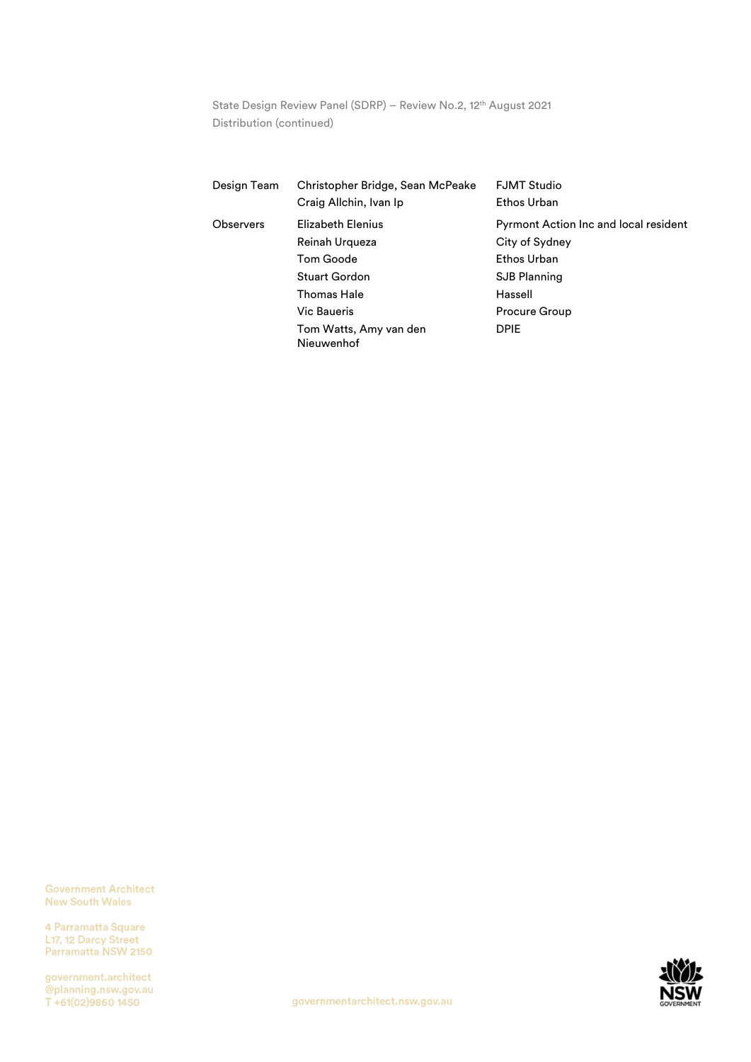State Design Review Panel (SDRP) – Review No.2, 12th August 2021
Distribution (continued)

| | | |
|---|---|---|
| Design Team | Christopher Bridge, Sean McPeake | FJMT Studio |
| | Craig Allchin, Ivan Ip | Ethos Urban |
| Observers | Elizabeth Elenius | Pyrmont Action Inc and local resident |
| | Reinah Urqueza | City of Sydney |
| | Tom Goode | Ethos Urban |
| | Stuart Gordon | SJB Planning |
| | Thomas Hale | Hassell |
| | Vic Baueris | Procure Group |
| | Tom Watts, Amy van den Nieuwenhof | DPIE |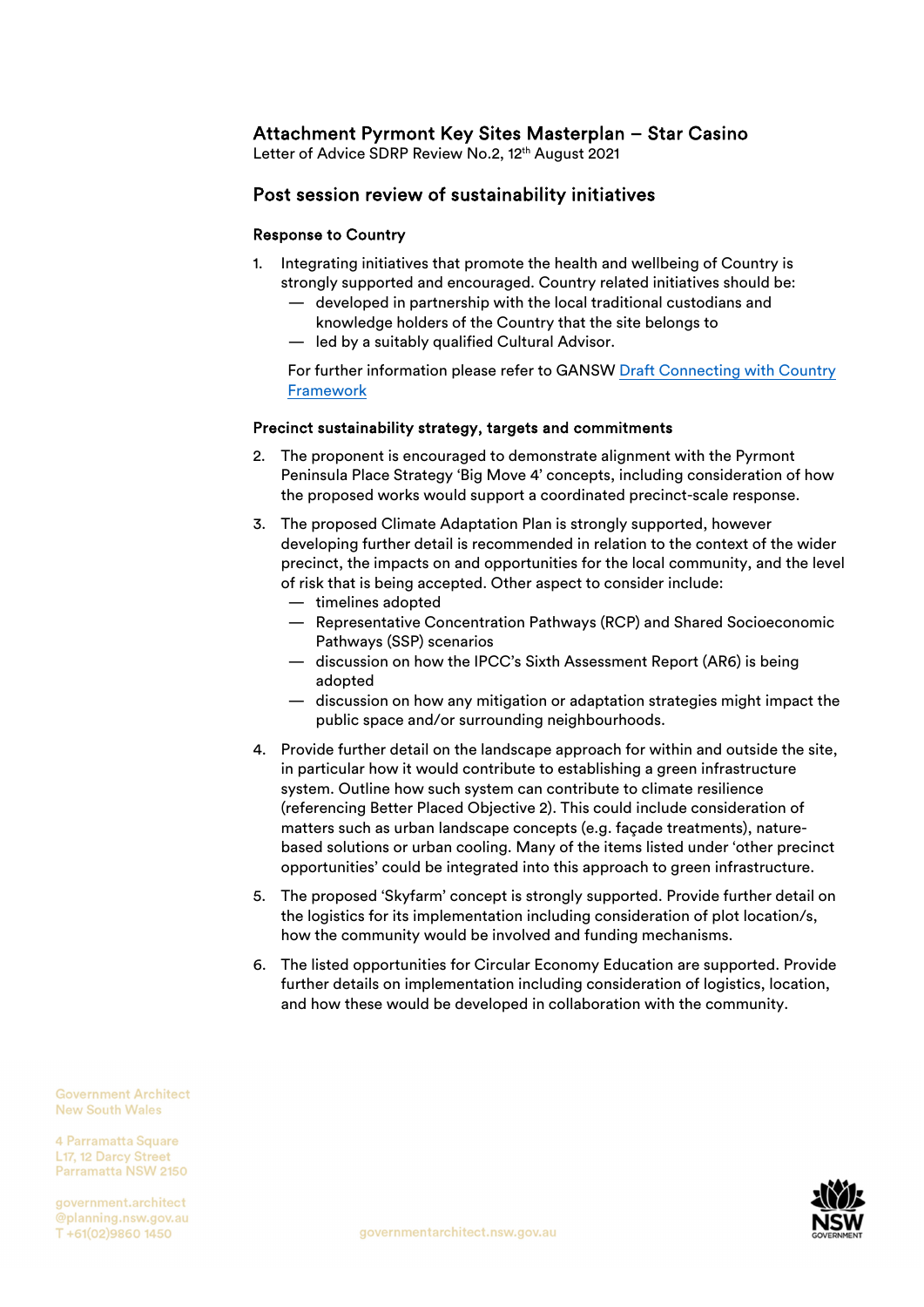# Attachment Pyrmont Key Sites Masterplan – Star Casino

Letter of Advice SDRP Review No.2, 12th August 2021

## Post session review of sustainability initiatives

### Response to Country

1. Integrating initiatives that promote the health and wellbeing of Country is strongly supported and encouraged. Country related initiatives should be:
   - developed in partnership with the local traditional custodians and knowledge holders of the Country that the site belongs to
   - led by a suitably qualified Cultural Advisor.

   For further information please refer to GANSW Draft Connecting with Country Framework

### Precinct sustainability strategy, targets and commitments

2. The proponent is encouraged to demonstrate alignment with the Pyrmont Peninsula Place Strategy 'Big Move 4' concepts, including consideration of how the proposed works would support a coordinated precinct-scale response.

3. The proposed Climate Adaptation Plan is strongly supported, however developing further detail is recommended in relation to the context of the wider precinct, the impacts on and opportunities for the local community, and the level of risk that is being accepted. Other aspect to consider include:
   - timelines adopted
   - Representative Concentration Pathways (RCP) and Shared Socioeconomic Pathways (SSP) scenarios
   - discussion on how the IPCC's Sixth Assessment Report (AR6) is being adopted
   - discussion on how any mitigation or adaptation strategies might impact the public space and/or surrounding neighbourhoods.

4. Provide further detail on the landscape approach for within and outside the site, in particular how it would contribute to establishing a green infrastructure system. Outline how such system can contribute to climate resilience (referencing Better Placed Objective 2). This could include consideration of matters such as urban landscape concepts (e.g. façade treatments), nature-based solutions or urban cooling. Many of the items listed under 'other precinct opportunities' could be integrated into this approach to green infrastructure.

5. The proposed 'Skyfarm' concept is strongly supported. Provide further detail on the logistics for its implementation including consideration of plot location/s, how the community would be involved and funding mechanisms.

6. The listed opportunities for Circular Economy Education are supported. Provide further details on implementation including consideration of logistics, location, and how these would be developed in collaboration with the community.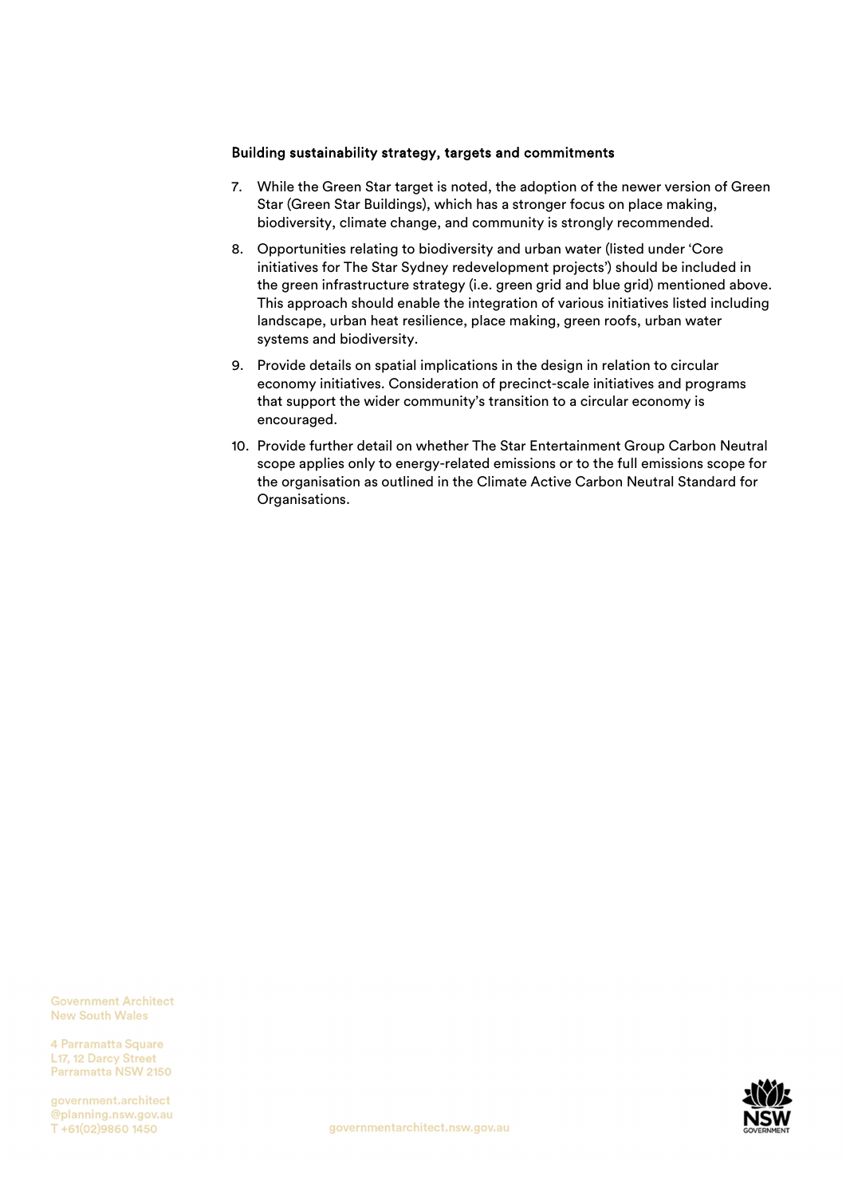**Building sustainability strategy, targets and commitments**

7. While the Green Star target is noted, the adoption of the newer version of Green Star (Green Star Buildings), which has a stronger focus on place making, biodiversity, climate change, and community is strongly recommended.
8. Opportunities relating to biodiversity and urban water (listed under 'Core initiatives for The Star Sydney redevelopment projects') should be included in the green infrastructure strategy (i.e. green grid and blue grid) mentioned above. This approach should enable the integration of various initiatives listed including landscape, urban heat resilience, place making, green roofs, urban water systems and biodiversity.
9. Provide details on spatial implications in the design in relation to circular economy initiatives. Consideration of precinct-scale initiatives and programs that support the wider community's transition to a circular economy is encouraged.
10. Provide further detail on whether The Star Entertainment Group Carbon Neutral scope applies only to energy-related emissions or to the full emissions scope for the organisation as outlined in the Climate Active Carbon Neutral Standard for Organisations.